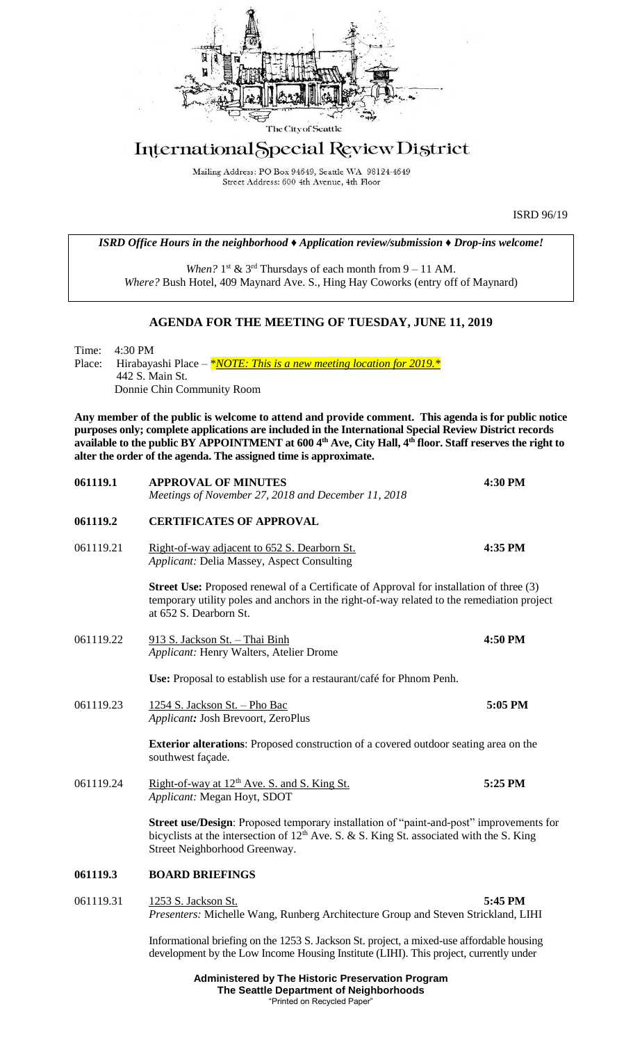The City of Seattle

# International Special Review District

Mailing Address: PO Box 94649, Seattle WA 98124-4649
Street Address: 600 4th Avenue, 4th Floor

ISRD 96/19

***ISRD Office Hours in the neighborhood ♦ Application review/submission ♦ Drop-ins welcome!***

*When?* 1st & 3rd Thursdays of each month from 9 – 11 AM.
*Where?* Bush Hotel, 409 Maynard Ave. S., Hing Hay Coworks (entry off of Maynard)

## AGENDA FOR THE MEETING OF TUESDAY, JUNE 11, 2019

Time: 4:30 PM
Place: Hirabayashi Place – ***NOTE: This is a new meeting location for 2019.***
442 S. Main St.
Donnie Chin Community Room

**Any member of the public is welcome to attend and provide comment. This agenda is for public notice purposes only; complete applications are included in the International Special Review District records available to the public BY APPOINTMENT at 600 4th Ave, City Hall, 4th floor. Staff reserves the right to alter the order of the agenda. The assigned time is approximate.**

**061119.1 APPROVAL OF MINUTES** **4:30 PM**
*Meetings of November 27, 2018 and December 11, 2018*

**061119.2 CERTIFICATES OF APPROVAL**

061119.21 Right-of-way adjacent to 652 S. Dearborn St. **4:35 PM**
*Applicant:* Delia Massey, Aspect Consulting

**Street Use:** Proposed renewal of a Certificate of Approval for installation of three (3) temporary utility poles and anchors in the right-of-way related to the remediation project at 652 S. Dearborn St.

061119.22 913 S. Jackson St. – Thai Binh **4:50 PM**
*Applicant:* Henry Walters, Atelier Drome

**Use:** Proposal to establish use for a restaurant/café for Phnom Penh.

061119.23 1254 S. Jackson St. – Pho Bac **5:05 PM**
*Applicant:* Josh Brevoort, ZeroPlus

**Exterior alterations**: Proposed construction of a covered outdoor seating area on the southwest façade.

061119.24 Right-of-way at 12th Ave. S. and S. King St. **5:25 PM**
*Applicant:* Megan Hoyt, SDOT

**Street use/Design**: Proposed temporary installation of "paint-and-post" improvements for bicyclists at the intersection of 12th Ave. S. & S. King St. associated with the S. King Street Neighborhood Greenway.

**061119.3 BOARD BRIEFINGS**

061119.31 1253 S. Jackson St. **5:45 PM**
*Presenters:* Michelle Wang, Runberg Architecture Group and Steven Strickland, LIHI

Informational briefing on the 1253 S. Jackson St. project, a mixed-use affordable housing development by the Low Income Housing Institute (LIHI). This project, currently under

**Administered by The Historic Preservation Program**
**The Seattle Department of Neighborhoods**
"Printed on Recycled Paper"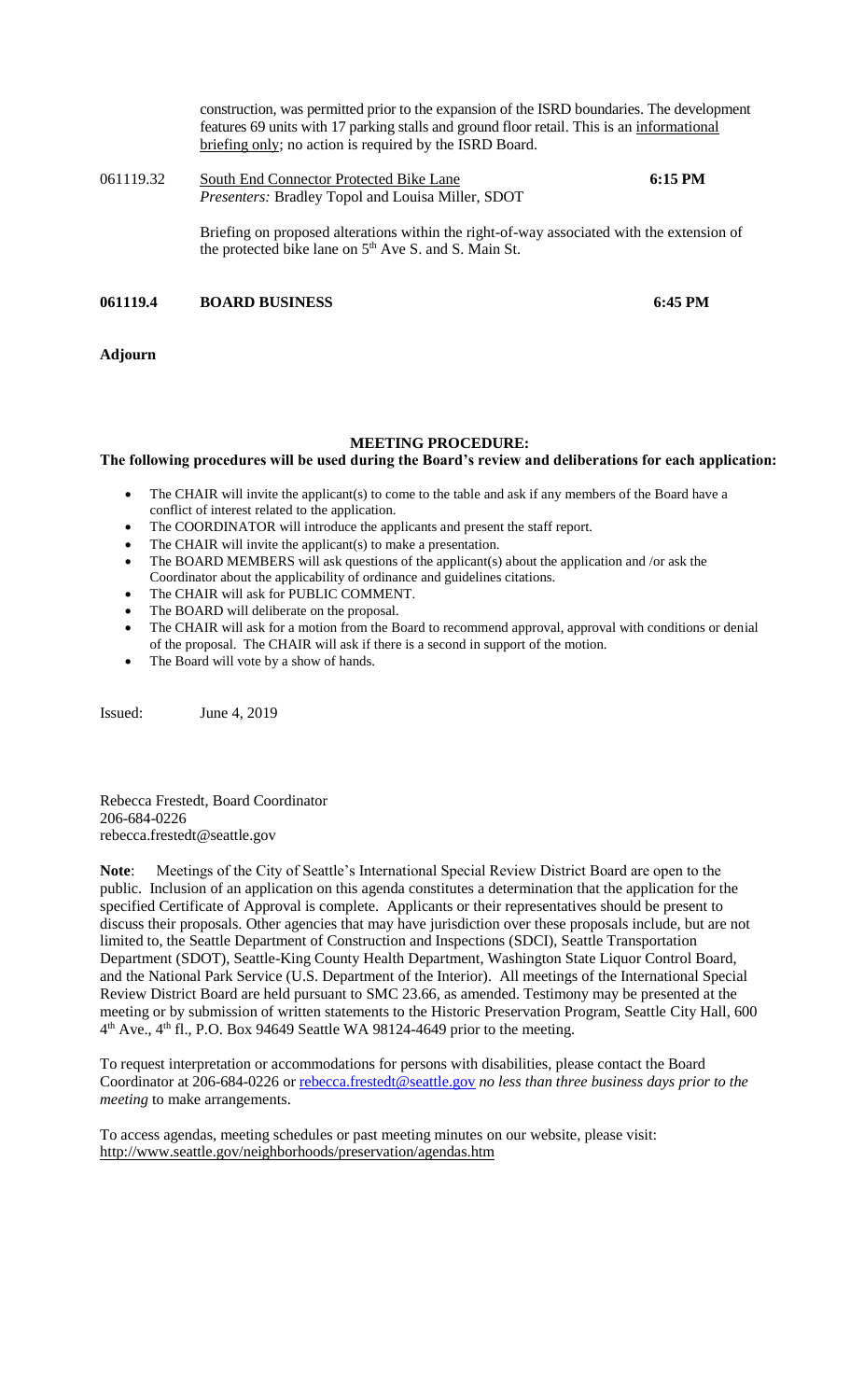construction, was permitted prior to the expansion of the ISRD boundaries. The development features 69 units with 17 parking stalls and ground floor retail. This is an informational briefing only; no action is required by the ISRD Board.

061119.32 South End Connector Protected Bike Lane **6:15 PM**
*Presenters:* Bradley Topol and Louisa Miller, SDOT

Briefing on proposed alterations within the right-of-way associated with the extension of the protected bike lane on 5th Ave S. and S. Main St.

**061119.4 BOARD BUSINESS 6:45 PM**

**Adjourn**

**MEETING PROCEDURE:**

**The following procedures will be used during the Board's review and deliberations for each application:**

- The CHAIR will invite the applicant(s) to come to the table and ask if any members of the Board have a conflict of interest related to the application.
- The COORDINATOR will introduce the applicants and present the staff report.
- The CHAIR will invite the applicant(s) to make a presentation.
- The BOARD MEMBERS will ask questions of the applicant(s) about the application and /or ask the Coordinator about the applicability of ordinance and guidelines citations.
- The CHAIR will ask for PUBLIC COMMENT.
- The BOARD will deliberate on the proposal.
- The CHAIR will ask for a motion from the Board to recommend approval, approval with conditions or denial of the proposal. The CHAIR will ask if there is a second in support of the motion.
- The Board will vote by a show of hands.

Issued: June 4, 2019

Rebecca Frestedt, Board Coordinator
206-684-0226
rebecca.frestedt@seattle.gov

**Note**: Meetings of the City of Seattle's International Special Review District Board are open to the public. Inclusion of an application on this agenda constitutes a determination that the application for the specified Certificate of Approval is complete. Applicants or their representatives should be present to discuss their proposals. Other agencies that may have jurisdiction over these proposals include, but are not limited to, the Seattle Department of Construction and Inspections (SDCI), Seattle Transportation Department (SDOT), Seattle-King County Health Department, Washington State Liquor Control Board, and the National Park Service (U.S. Department of the Interior). All meetings of the International Special Review District Board are held pursuant to SMC 23.66, as amended. Testimony may be presented at the meeting or by submission of written statements to the Historic Preservation Program, Seattle City Hall, 600 4th Ave., 4th fl., P.O. Box 94649 Seattle WA 98124-4649 prior to the meeting.

To request interpretation or accommodations for persons with disabilities, please contact the Board Coordinator at 206-684-0226 or rebecca.frestedt@seattle.gov *no less than three business days prior to the meeting* to make arrangements.

To access agendas, meeting schedules or past meeting minutes on our website, please visit:
http://www.seattle.gov/neighborhoods/preservation/agendas.htm